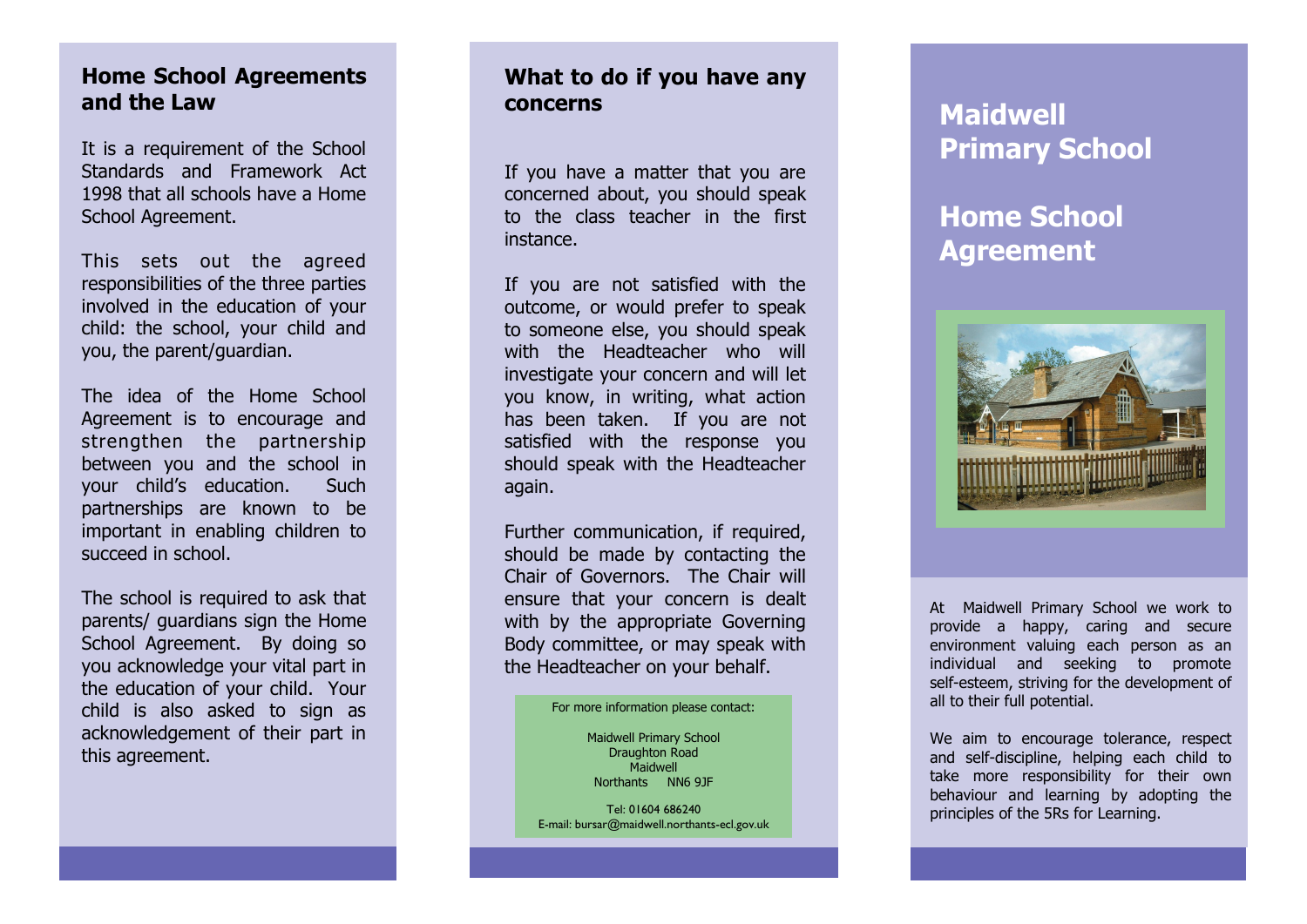## Home School Agreements and the Law

It is a requirement of the School Standards and Framework Act 1998 that all schools have a Home School Agreement.

This sets out the agreed responsibilities of the three parties involved in the education of your child: the school, your child and you, the parent/guardian.

The idea of the Home School Agreement is to encourage and strengthen the partnership between you and the school in your child's education. Such partnerships are known to be important in enabling children to succeed in school.

The school is required to ask that parents/ guardians sign the Home School Agreement. By doing so you acknowledge your vital part in the education of your child. Your child is also asked to sign as acknowledgement of their part in this agreement.

## What to do if you have any concerns

If you have a matter that you are concerned about, you should speak to the class teacher in the first instance.

If you are not satisfied with the outcome, or would prefer to speak to someone else, you should speak with the Headteacher who will investigate your concern and will let you know, in writing, what action has been taken. If you are not satisfied with the response you should speak with the Headteacher again.

Further communication, if required, should be made by contacting the Chair of Governors. The Chair will ensure that your concern is dealt with by the appropriate Governing Body committee, or may speak with the Headteacher on your behalf.

For more information please contact:

Maidwell Primary School
Draughton Road
Maidwell
Northants NN6 9JF

Tel: 01604 686240
E-mail: bursar@maidwell.northants-ecl.gov.uk

# Maidwell Primary School

# Home School Agreement

At Maidwell Primary School we work to provide a happy, caring and secure environment valuing each person as an individual and seeking to promote self-esteem, striving for the development of all to their full potential.

We aim to encourage tolerance, respect and self-discipline, helping each child to take more responsibility for their own behaviour and learning by adopting the principles of the 5Rs for Learning.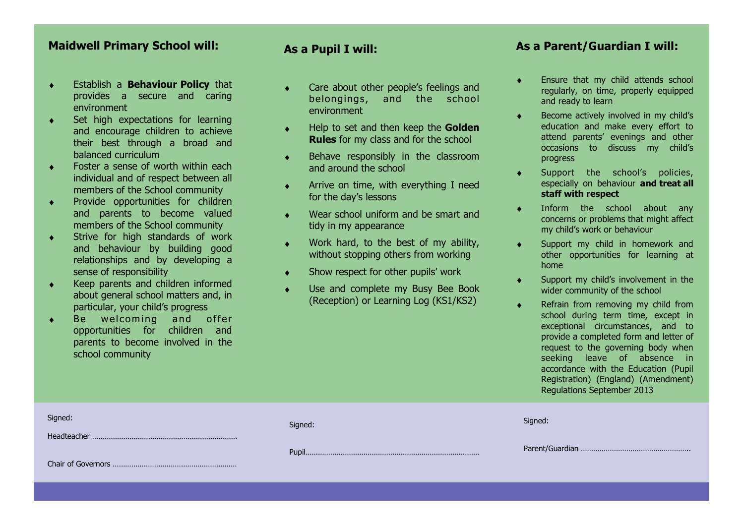## Maidwell Primary School will:

- Establish a **Behaviour Policy** that provides a secure and caring environment
- Set high expectations for learning and encourage children to achieve their best through a broad and balanced curriculum
- Foster a sense of worth within each individual and of respect between all members of the School community
- Provide opportunities for children and parents to become valued members of the School community
- Strive for high standards of work and behaviour by building good relationships and by developing a sense of responsibility
- Keep parents and children informed about general school matters and, in particular, your child's progress
- Be welcoming and offer opportunities for children and parents to become involved in the school community

Signed:

Headteacher ……………………………………………………………

Chair of Governors ……………………………………………………

## As a Pupil I will:

- Care about other people's feelings and belongings, and the school environment
- Help to set and then keep the **Golden Rules** for my class and for the school
- Behave responsibly in the classroom and around the school
- Arrive on time, with everything I need for the day's lessons
- Wear school uniform and be smart and tidy in my appearance
- Work hard, to the best of my ability, without stopping others from working
- Show respect for other pupils' work
- Use and complete my Busy Bee Book (Reception) or Learning Log (KS1/KS2)

Signed:

Pupil…………………………………………………………………………

## As a Parent/Guardian I will:

- Ensure that my child attends school regularly, on time, properly equipped and ready to learn
- Become actively involved in my child's education and make every effort to attend parents' evenings and other occasions to discuss my child's progress
- Support the school's policies, especially on behaviour **and treat all staff with respect**
- Inform the school about any concerns or problems that might affect my child's work or behaviour
- Support my child in homework and other opportunities for learning at home
- Support my child's involvement in the wider community of the school
- Refrain from removing my child from school during term time, except in exceptional circumstances, and to provide a completed form and letter of request to the governing body when seeking leave of absence in accordance with the Education (Pupil Registration) (England) (Amendment) Regulations September 2013

Signed:

Parent/Guardian …………………………………………….